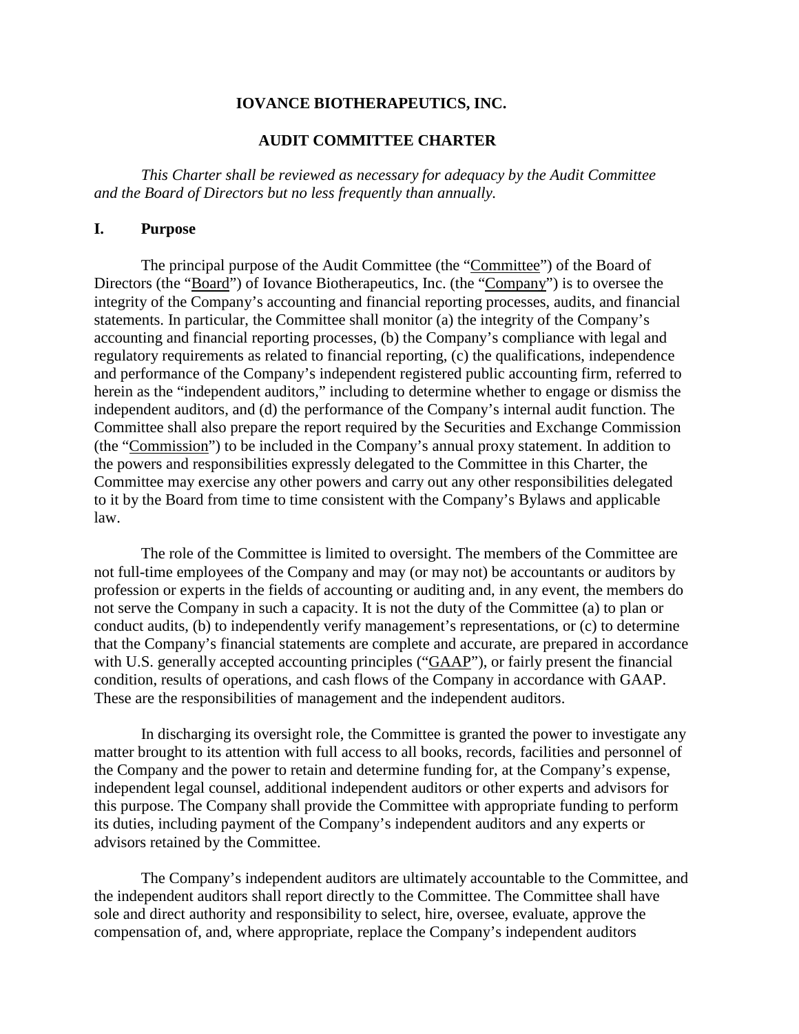# IOVANCE BIOTHERAPEUTICS, INC.

## AUDIT COMMITTEE CHARTER

*This Charter shall be reviewed as necessary for adequacy by the Audit Committee and the Board of Directors but no less frequently than annually.*

## I. Purpose

The principal purpose of the Audit Committee (the "Committee") of the Board of Directors (the "Board") of Iovance Biotherapeutics, Inc. (the "Company") is to oversee the integrity of the Company's accounting and financial reporting processes, audits, and financial statements. In particular, the Committee shall monitor (a) the integrity of the Company's accounting and financial reporting processes, (b) the Company's compliance with legal and regulatory requirements as related to financial reporting, (c) the qualifications, independence and performance of the Company's independent registered public accounting firm, referred to herein as the "independent auditors," including to determine whether to engage or dismiss the independent auditors, and (d) the performance of the Company's internal audit function. The Committee shall also prepare the report required by the Securities and Exchange Commission (the "Commission") to be included in the Company's annual proxy statement. In addition to the powers and responsibilities expressly delegated to the Committee in this Charter, the Committee may exercise any other powers and carry out any other responsibilities delegated to it by the Board from time to time consistent with the Company's Bylaws and applicable law.

The role of the Committee is limited to oversight. The members of the Committee are not full-time employees of the Company and may (or may not) be accountants or auditors by profession or experts in the fields of accounting or auditing and, in any event, the members do not serve the Company in such a capacity. It is not the duty of the Committee (a) to plan or conduct audits, (b) to independently verify management's representations, or (c) to determine that the Company's financial statements are complete and accurate, are prepared in accordance with U.S. generally accepted accounting principles ("GAAP"), or fairly present the financial condition, results of operations, and cash flows of the Company in accordance with GAAP. These are the responsibilities of management and the independent auditors.

In discharging its oversight role, the Committee is granted the power to investigate any matter brought to its attention with full access to all books, records, facilities and personnel of the Company and the power to retain and determine funding for, at the Company's expense, independent legal counsel, additional independent auditors or other experts and advisors for this purpose. The Company shall provide the Committee with appropriate funding to perform its duties, including payment of the Company's independent auditors and any experts or advisors retained by the Committee.

The Company's independent auditors are ultimately accountable to the Committee, and the independent auditors shall report directly to the Committee. The Committee shall have sole and direct authority and responsibility to select, hire, oversee, evaluate, approve the compensation of, and, where appropriate, replace the Company's independent auditors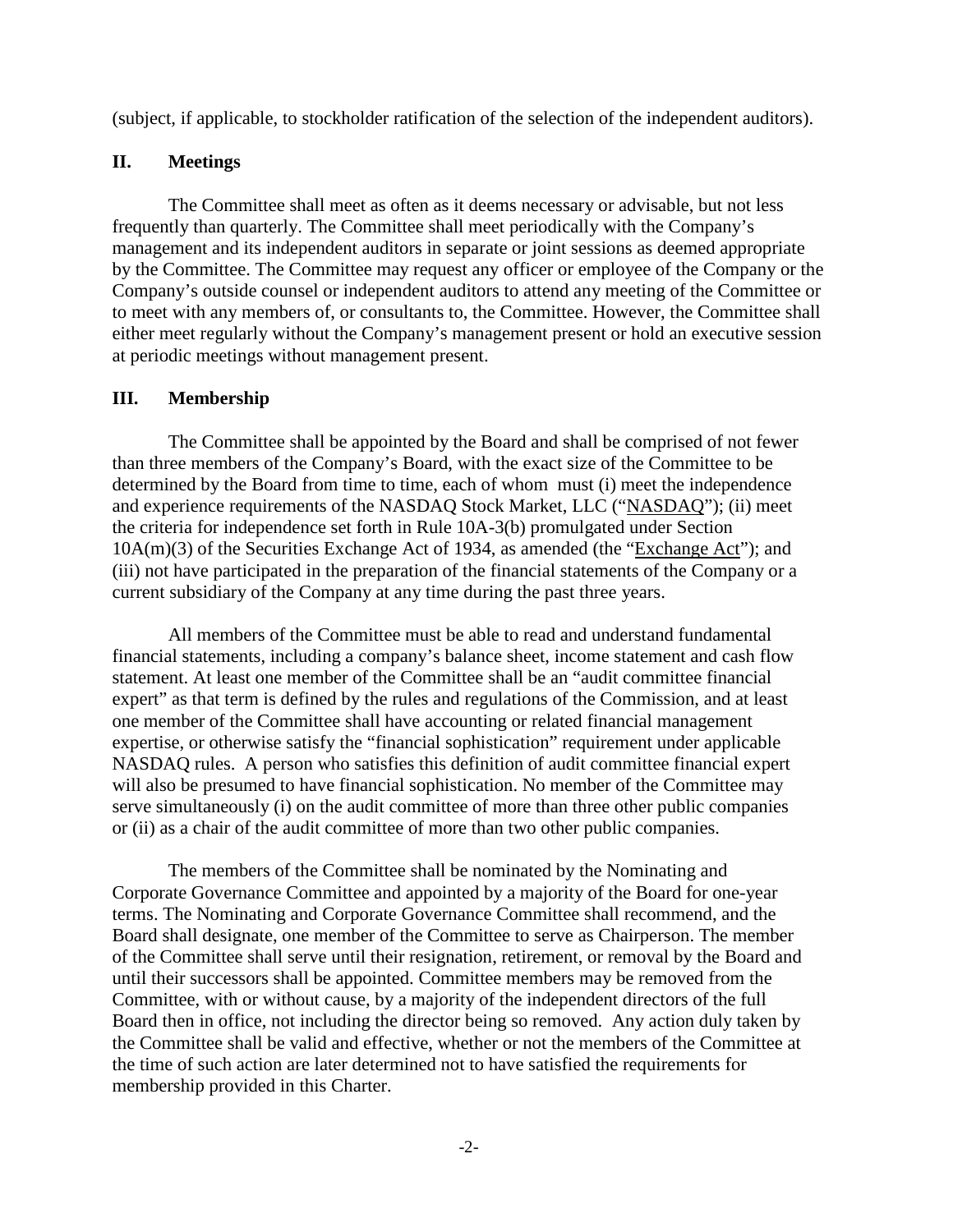(subject, if applicable, to stockholder ratification of the selection of the independent auditors).

## II. Meetings

The Committee shall meet as often as it deems necessary or advisable, but not less frequently than quarterly. The Committee shall meet periodically with the Company's management and its independent auditors in separate or joint sessions as deemed appropriate by the Committee. The Committee may request any officer or employee of the Company or the Company's outside counsel or independent auditors to attend any meeting of the Committee or to meet with any members of, or consultants to, the Committee. However, the Committee shall either meet regularly without the Company's management present or hold an executive session at periodic meetings without management present.

## III. Membership

The Committee shall be appointed by the Board and shall be comprised of not fewer than three members of the Company's Board, with the exact size of the Committee to be determined by the Board from time to time, each of whom must (i) meet the independence and experience requirements of the NASDAQ Stock Market, LLC ("NASDAQ"); (ii) meet the criteria for independence set forth in Rule 10A-3(b) promulgated under Section 10A(m)(3) of the Securities Exchange Act of 1934, as amended (the "Exchange Act"); and (iii) not have participated in the preparation of the financial statements of the Company or a current subsidiary of the Company at any time during the past three years.

All members of the Committee must be able to read and understand fundamental financial statements, including a company's balance sheet, income statement and cash flow statement. At least one member of the Committee shall be an "audit committee financial expert" as that term is defined by the rules and regulations of the Commission, and at least one member of the Committee shall have accounting or related financial management expertise, or otherwise satisfy the "financial sophistication" requirement under applicable NASDAQ rules. A person who satisfies this definition of audit committee financial expert will also be presumed to have financial sophistication. No member of the Committee may serve simultaneously (i) on the audit committee of more than three other public companies or (ii) as a chair of the audit committee of more than two other public companies.

The members of the Committee shall be nominated by the Nominating and Corporate Governance Committee and appointed by a majority of the Board for one-year terms. The Nominating and Corporate Governance Committee shall recommend, and the Board shall designate, one member of the Committee to serve as Chairperson. The member of the Committee shall serve until their resignation, retirement, or removal by the Board and until their successors shall be appointed. Committee members may be removed from the Committee, with or without cause, by a majority of the independent directors of the full Board then in office, not including the director being so removed. Any action duly taken by the Committee shall be valid and effective, whether or not the members of the Committee at the time of such action are later determined not to have satisfied the requirements for membership provided in this Charter.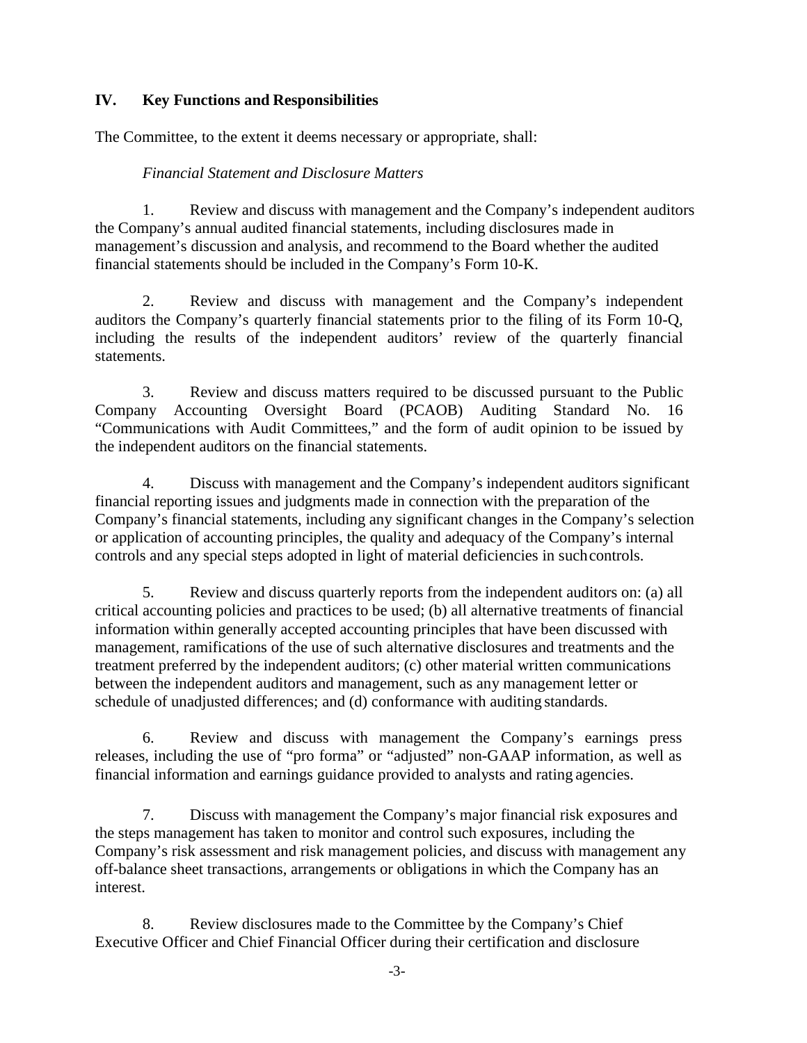## IV. Key Functions and Responsibilities

The Committee, to the extent it deems necessary or appropriate, shall:

*Financial Statement and Disclosure Matters*

1. Review and discuss with management and the Company's independent auditors the Company's annual audited financial statements, including disclosures made in management's discussion and analysis, and recommend to the Board whether the audited financial statements should be included in the Company's Form 10-K.

2. Review and discuss with management and the Company's independent auditors the Company's quarterly financial statements prior to the filing of its Form 10-Q, including the results of the independent auditors' review of the quarterly financial statements.

3. Review and discuss matters required to be discussed pursuant to the Public Company Accounting Oversight Board (PCAOB) Auditing Standard No. 16 "Communications with Audit Committees," and the form of audit opinion to be issued by the independent auditors on the financial statements.

4. Discuss with management and the Company's independent auditors significant financial reporting issues and judgments made in connection with the preparation of the Company's financial statements, including any significant changes in the Company's selection or application of accounting principles, the quality and adequacy of the Company's internal controls and any special steps adopted in light of material deficiencies in such controls.

5. Review and discuss quarterly reports from the independent auditors on: (a) all critical accounting policies and practices to be used; (b) all alternative treatments of financial information within generally accepted accounting principles that have been discussed with management, ramifications of the use of such alternative disclosures and treatments and the treatment preferred by the independent auditors; (c) other material written communications between the independent auditors and management, such as any management letter or schedule of unadjusted differences; and (d) conformance with auditing standards.

6. Review and discuss with management the Company's earnings press releases, including the use of "pro forma" or "adjusted" non-GAAP information, as well as financial information and earnings guidance provided to analysts and rating agencies.

7. Discuss with management the Company's major financial risk exposures and the steps management has taken to monitor and control such exposures, including the Company's risk assessment and risk management policies, and discuss with management any off-balance sheet transactions, arrangements or obligations in which the Company has an interest.

8. Review disclosures made to the Committee by the Company's Chief Executive Officer and Chief Financial Officer during their certification and disclosure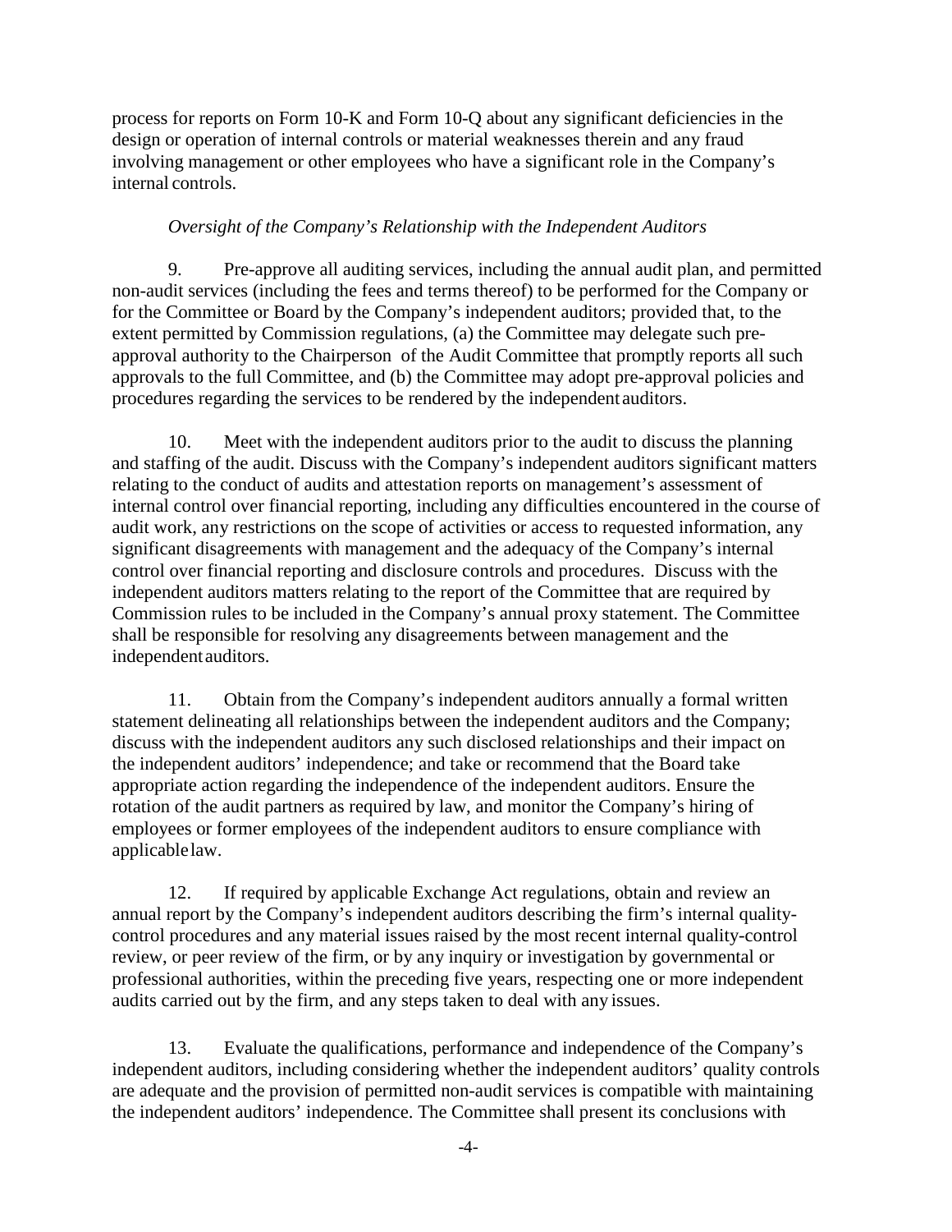process for reports on Form 10-K and Form 10-Q about any significant deficiencies in the design or operation of internal controls or material weaknesses therein and any fraud involving management or other employees who have a significant role in the Company's internal controls.

*Oversight of the Company's Relationship with the Independent Auditors*

9. Pre-approve all auditing services, including the annual audit plan, and permitted non-audit services (including the fees and terms thereof) to be performed for the Company or for the Committee or Board by the Company's independent auditors; provided that, to the extent permitted by Commission regulations, (a) the Committee may delegate such pre-approval authority to the Chairperson of the Audit Committee that promptly reports all such approvals to the full Committee, and (b) the Committee may adopt pre-approval policies and procedures regarding the services to be rendered by the independent auditors.

10. Meet with the independent auditors prior to the audit to discuss the planning and staffing of the audit. Discuss with the Company's independent auditors significant matters relating to the conduct of audits and attestation reports on management's assessment of internal control over financial reporting, including any difficulties encountered in the course of audit work, any restrictions on the scope of activities or access to requested information, any significant disagreements with management and the adequacy of the Company's internal control over financial reporting and disclosure controls and procedures. Discuss with the independent auditors matters relating to the report of the Committee that are required by Commission rules to be included in the Company's annual proxy statement. The Committee shall be responsible for resolving any disagreements between management and the independent auditors.

11. Obtain from the Company's independent auditors annually a formal written statement delineating all relationships between the independent auditors and the Company; discuss with the independent auditors any such disclosed relationships and their impact on the independent auditors' independence; and take or recommend that the Board take appropriate action regarding the independence of the independent auditors. Ensure the rotation of the audit partners as required by law, and monitor the Company's hiring of employees or former employees of the independent auditors to ensure compliance with applicable law.

12. If required by applicable Exchange Act regulations, obtain and review an annual report by the Company's independent auditors describing the firm's internal quality-control procedures and any material issues raised by the most recent internal quality-control review, or peer review of the firm, or by any inquiry or investigation by governmental or professional authorities, within the preceding five years, respecting one or more independent audits carried out by the firm, and any steps taken to deal with any issues.

13. Evaluate the qualifications, performance and independence of the Company's independent auditors, including considering whether the independent auditors' quality controls are adequate and the provision of permitted non-audit services is compatible with maintaining the independent auditors' independence. The Committee shall present its conclusions with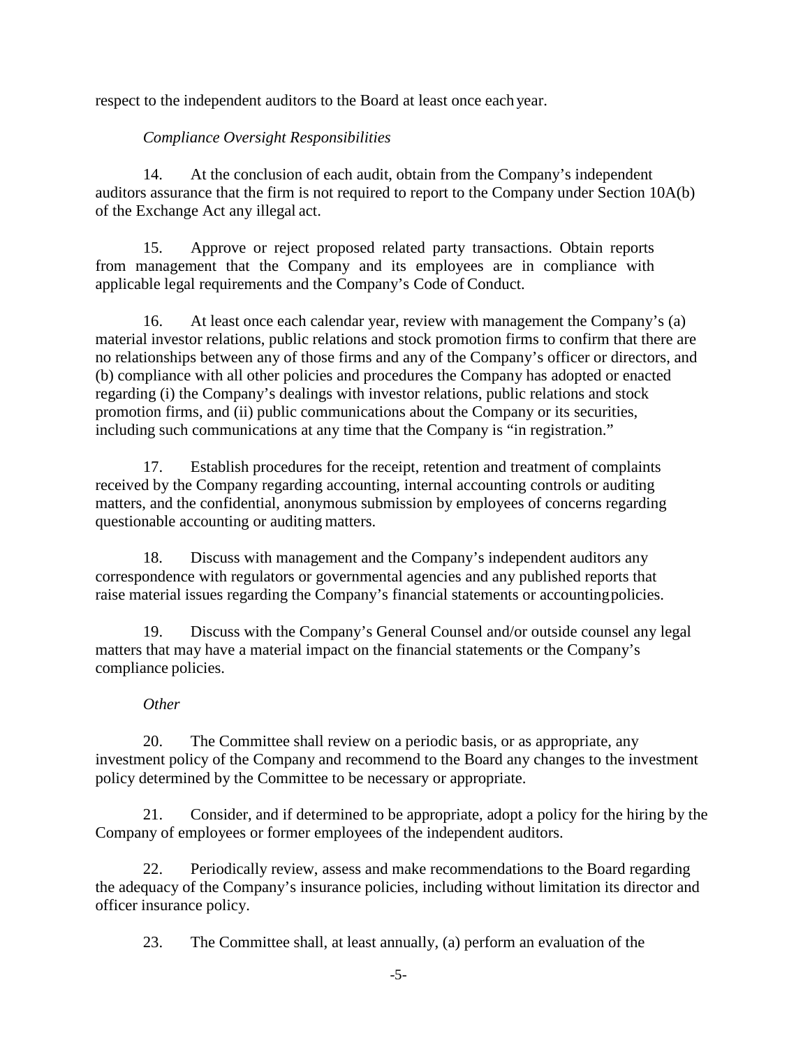respect to the independent auditors to the Board at least once each year.

*Compliance Oversight Responsibilities*

14. At the conclusion of each audit, obtain from the Company's independent auditors assurance that the firm is not required to report to the Company under Section 10A(b) of the Exchange Act any illegal act.

15. Approve or reject proposed related party transactions. Obtain reports from management that the Company and its employees are in compliance with applicable legal requirements and the Company's Code of Conduct.

16. At least once each calendar year, review with management the Company's (a) material investor relations, public relations and stock promotion firms to confirm that there are no relationships between any of those firms and any of the Company's officer or directors, and (b) compliance with all other policies and procedures the Company has adopted or enacted regarding (i) the Company's dealings with investor relations, public relations and stock promotion firms, and (ii) public communications about the Company or its securities, including such communications at any time that the Company is "in registration."

17. Establish procedures for the receipt, retention and treatment of complaints received by the Company regarding accounting, internal accounting controls or auditing matters, and the confidential, anonymous submission by employees of concerns regarding questionable accounting or auditing matters.

18. Discuss with management and the Company's independent auditors any correspondence with regulators or governmental agencies and any published reports that raise material issues regarding the Company's financial statements or accounting policies.

19. Discuss with the Company's General Counsel and/or outside counsel any legal matters that may have a material impact on the financial statements or the Company's compliance policies.

*Other*

20. The Committee shall review on a periodic basis, or as appropriate, any investment policy of the Company and recommend to the Board any changes to the investment policy determined by the Committee to be necessary or appropriate.

21. Consider, and if determined to be appropriate, adopt a policy for the hiring by the Company of employees or former employees of the independent auditors.

22. Periodically review, assess and make recommendations to the Board regarding the adequacy of the Company's insurance policies, including without limitation its director and officer insurance policy.

23. The Committee shall, at least annually, (a) perform an evaluation of the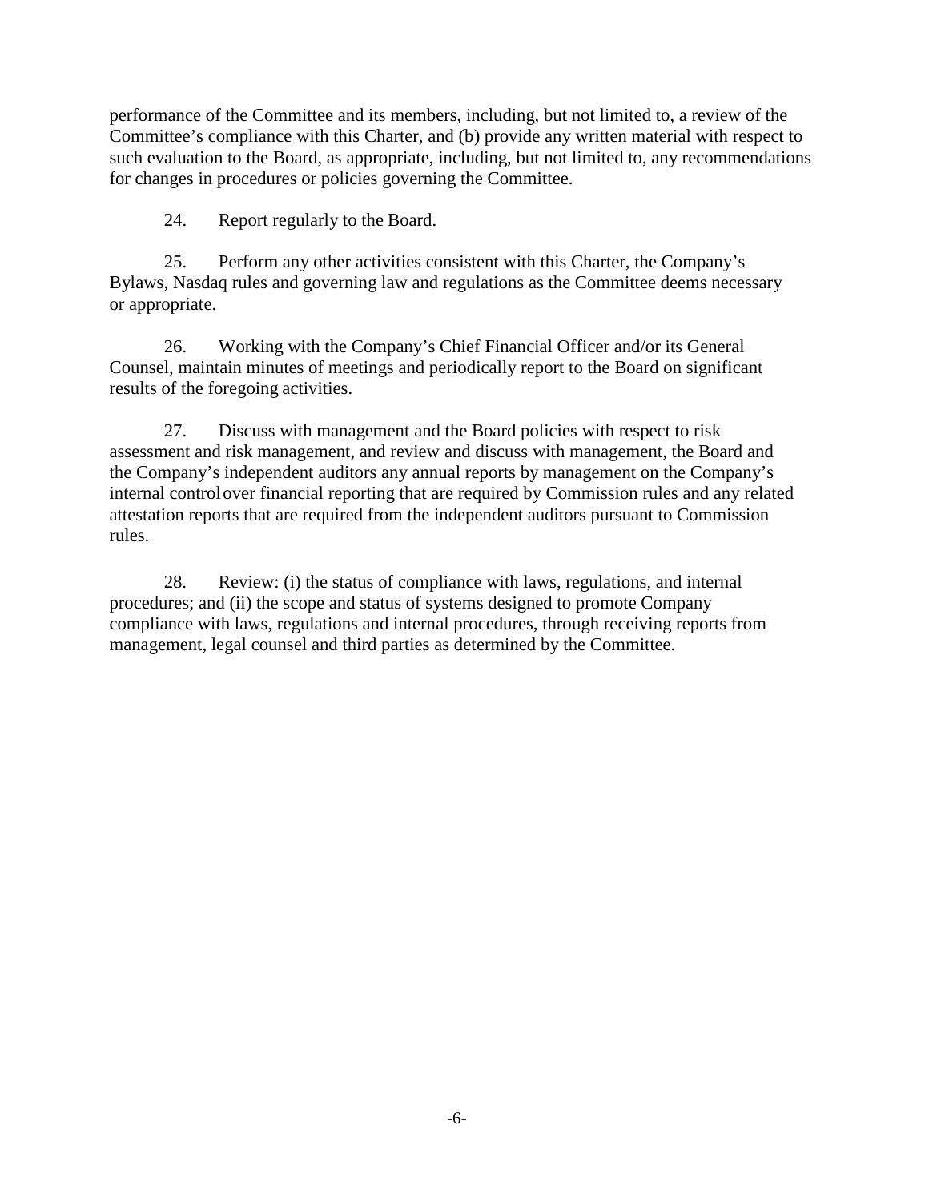performance of the Committee and its members, including, but not limited to, a review of the Committee's compliance with this Charter, and (b) provide any written material with respect to such evaluation to the Board, as appropriate, including, but not limited to, any recommendations for changes in procedures or policies governing the Committee.

24. Report regularly to the Board.

25. Perform any other activities consistent with this Charter, the Company's Bylaws, Nasdaq rules and governing law and regulations as the Committee deems necessary or appropriate.

26. Working with the Company's Chief Financial Officer and/or its General Counsel, maintain minutes of meetings and periodically report to the Board on significant results of the foregoing activities.

27. Discuss with management and the Board policies with respect to risk assessment and risk management, and review and discuss with management, the Board and the Company's independent auditors any annual reports by management on the Company's internal control over financial reporting that are required by Commission rules and any related attestation reports that are required from the independent auditors pursuant to Commission rules.

28. Review: (i) the status of compliance with laws, regulations, and internal procedures; and (ii) the scope and status of systems designed to promote Company compliance with laws, regulations and internal procedures, through receiving reports from management, legal counsel and third parties as determined by the Committee.